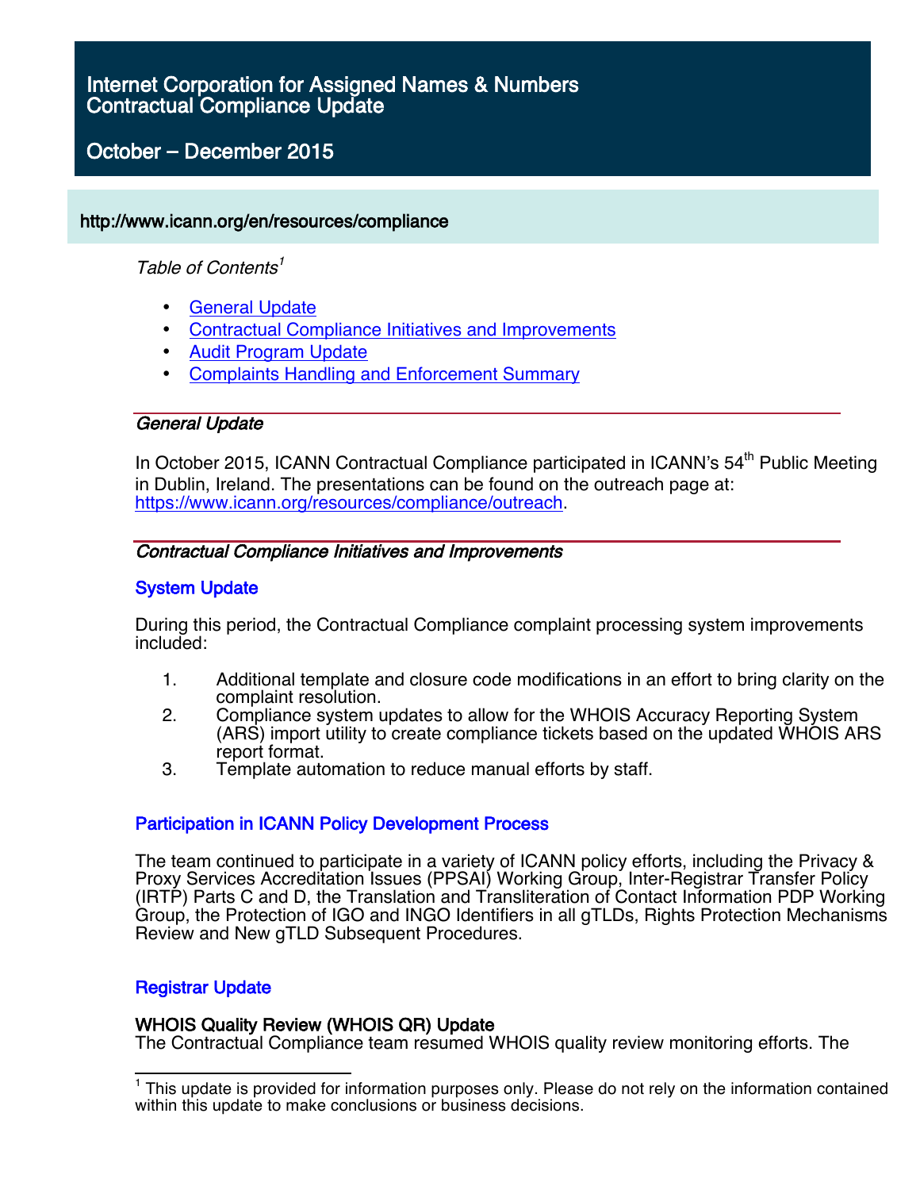# Internet Corporation for Assigned Names & Numbers Contractual Compliance Update

## October – December 2015

http://www.icann.org/en/resources/compliance

*Table of Contents*[1]

- General Update
- Contractual Compliance Initiatives and Improvements
- Audit Program Update
- Complaints Handling and Enforcement Summary

## *General Update*

In October 2015, ICANN Contractual Compliance participated in ICANN's 54th Public Meeting in Dublin, Ireland. The presentations can be found on the outreach page at: https://www.icann.org/resources/compliance/outreach.

## *Contractual Compliance Initiatives and Improvements*

### System Update

During this period, the Contractual Compliance complaint processing system improvements included:

1. Additional template and closure code modifications in an effort to bring clarity on the complaint resolution.
2. Compliance system updates to allow for the WHOIS Accuracy Reporting System (ARS) import utility to create compliance tickets based on the updated WHOIS ARS report format.
3. Template automation to reduce manual efforts by staff.

### Participation in ICANN Policy Development Process

The team continued to participate in a variety of ICANN policy efforts, including the Privacy & Proxy Services Accreditation Issues (PPSAI) Working Group, Inter-Registrar Transfer Policy (IRTP) Parts C and D, the Translation and Transliteration of Contact Information PDP Working Group, the Protection of IGO and INGO Identifiers in all gTLDs, Rights Protection Mechanisms Review and New gTLD Subsequent Procedures.

### Registrar Update

**WHOIS Quality Review (WHOIS QR) Update**

The Contractual Compliance team resumed WHOIS quality review monitoring efforts. The

---

[1] This update is provided for information purposes only. Please do not rely on the information contained within this update to make conclusions or business decisions.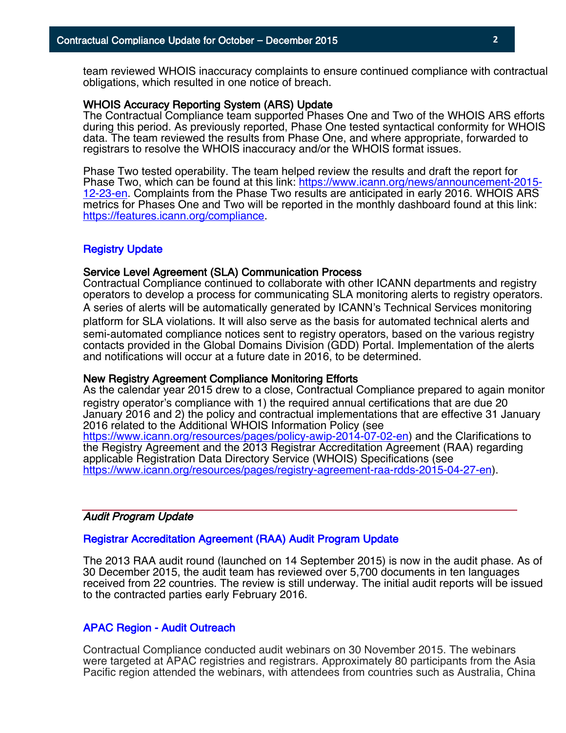team reviewed WHOIS inaccuracy complaints to ensure continued compliance with contractual obligations, which resulted in one notice of breach.

**WHOIS Accuracy Reporting System (ARS) Update**

The Contractual Compliance team supported Phases One and Two of the WHOIS ARS efforts during this period. As previously reported, Phase One tested syntactical conformity for WHOIS data. The team reviewed the results from Phase One, and where appropriate, forwarded to registrars to resolve the WHOIS inaccuracy and/or the WHOIS format issues.

Phase Two tested operability. The team helped review the results and draft the report for Phase Two, which can be found at this link: https://www.icann.org/news/announcement-2015-12-23-en. Complaints from the Phase Two results are anticipated in early 2016. WHOIS ARS metrics for Phases One and Two will be reported in the monthly dashboard found at this link: https://features.icann.org/compliance.

## Registry Update

**Service Level Agreement (SLA) Communication Process**

Contractual Compliance continued to collaborate with other ICANN departments and registry operators to develop a process for communicating SLA monitoring alerts to registry operators. A series of alerts will be automatically generated by ICANN's Technical Services monitoring platform for SLA violations. It will also serve as the basis for automated technical alerts and semi-automated compliance notices sent to registry operators, based on the various registry contacts provided in the Global Domains Division (GDD) Portal. Implementation of the alerts and notifications will occur at a future date in 2016, to be determined.

**New Registry Agreement Compliance Monitoring Efforts**

As the calendar year 2015 drew to a close, Contractual Compliance prepared to again monitor registry operator's compliance with 1) the required annual certifications that are due 20 January 2016 and 2) the policy and contractual implementations that are effective 31 January 2016 related to the Additional WHOIS Information Policy (see https://www.icann.org/resources/pages/policy-awip-2014-07-02-en) and the Clarifications to the Registry Agreement and the 2013 Registrar Accreditation Agreement (RAA) regarding applicable Registration Data Directory Service (WHOIS) Specifications (see https://www.icann.org/resources/pages/registry-agreement-raa-rdds-2015-04-27-en).

# *Audit Program Update*

## Registrar Accreditation Agreement (RAA) Audit Program Update

The 2013 RAA audit round (launched on 14 September 2015) is now in the audit phase. As of 30 December 2015, the audit team has reviewed over 5,700 documents in ten languages received from 22 countries. The review is still underway. The initial audit reports will be issued to the contracted parties early February 2016.

## APAC Region - Audit Outreach

Contractual Compliance conducted audit webinars on 30 November 2015. The webinars were targeted at APAC registries and registrars. Approximately 80 participants from the Asia Pacific region attended the webinars, with attendees from countries such as Australia, China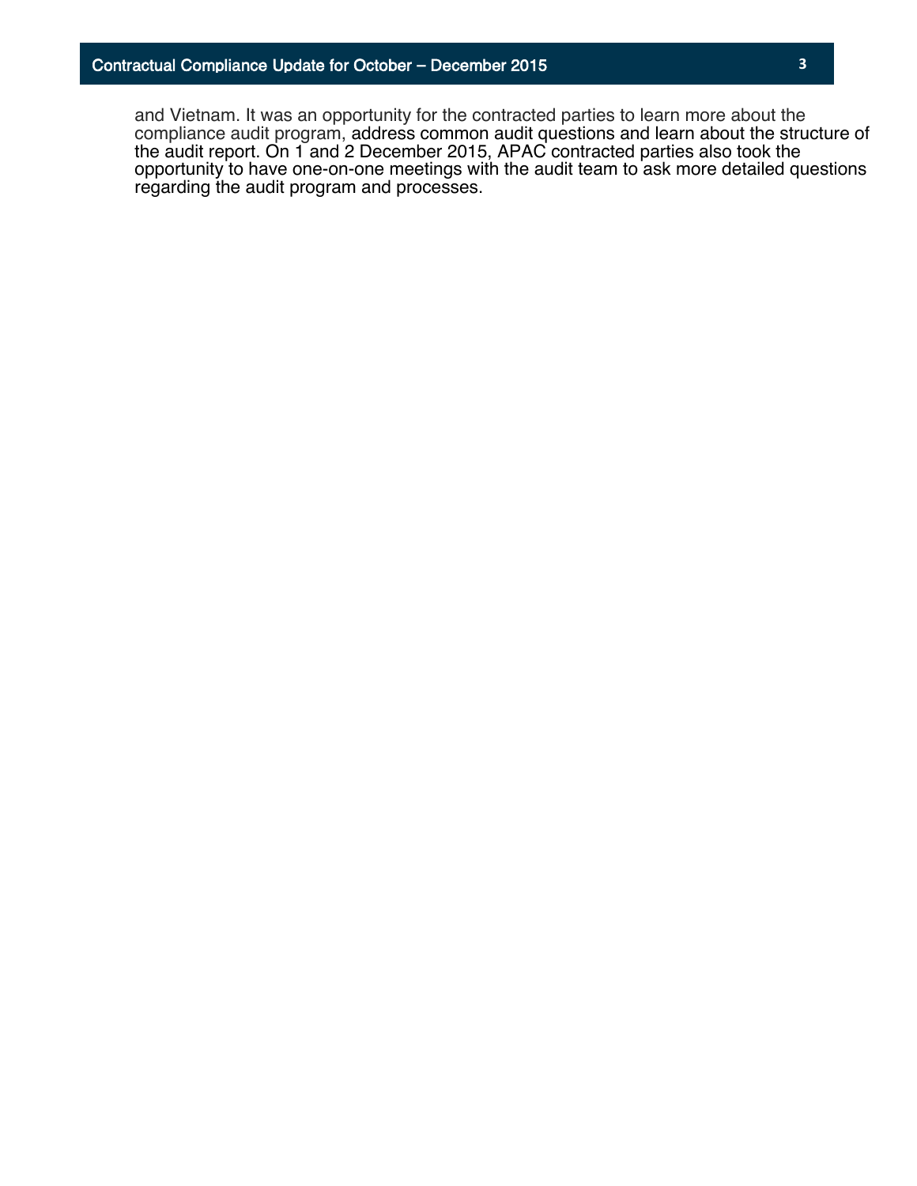and Vietnam. It was an opportunity for the contracted parties to learn more about the compliance audit program, address common audit questions and learn about the structure of the audit report. On 1 and 2 December 2015, APAC contracted parties also took the opportunity to have one-on-one meetings with the audit team to ask more detailed questions regarding the audit program and processes.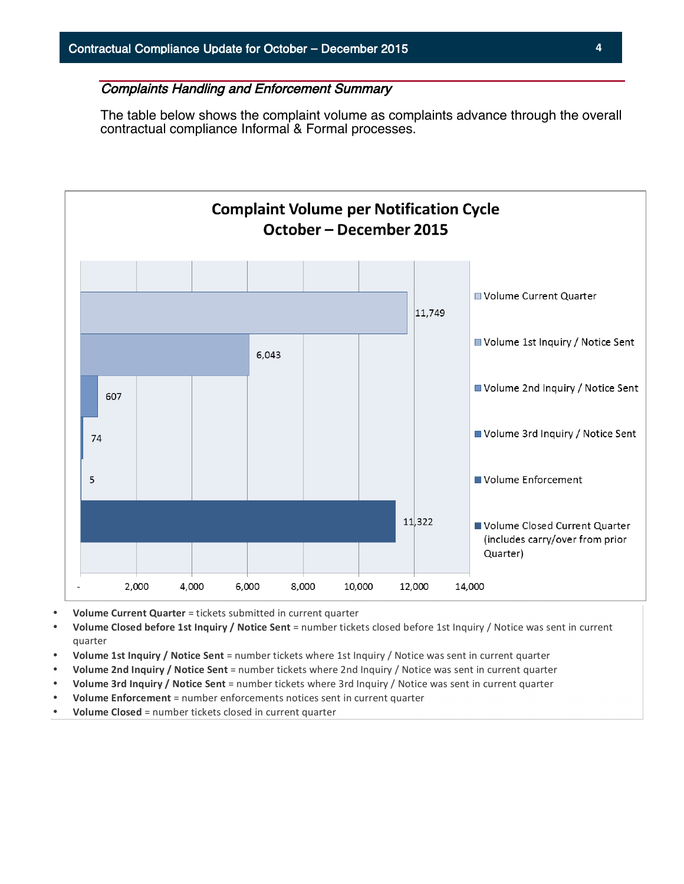*Complaints Handling and Enforcement Summary*

The table below shows the complaint volume as complaints advance through the overall contractual compliance Informal & Formal processes.

**Complaint Volume per Notification Cycle October – December 2015**

| Category | Volume |
|---|---|
| Volume Current Quarter | 11,749 |
| Volume 1st Inquiry / Notice Sent | 6,043 |
| Volume 2nd Inquiry / Notice Sent | 607 |
| Volume 3rd Inquiry / Notice Sent | 74 |
| Volume Enforcement | 5 |
| Volume Closed Current Quarter (includes carry/over from prior Quarter) | 11,322 |

- **Volume Current Quarter** = tickets submitted in current quarter
- **Volume Closed before 1st Inquiry / Notice Sent** = number tickets closed before 1st Inquiry / Notice was sent in current quarter
- **Volume 1st Inquiry / Notice Sent** = number tickets where 1st Inquiry / Notice was sent in current quarter
- **Volume 2nd Inquiry / Notice Sent** = number tickets where 2nd Inquiry / Notice was sent in current quarter
- **Volume 3rd Inquiry / Notice Sent** = number tickets where 3rd Inquiry / Notice was sent in current quarter
- **Volume Enforcement** = number enforcements notices sent in current quarter
- **Volume Closed** = number tickets closed in current quarter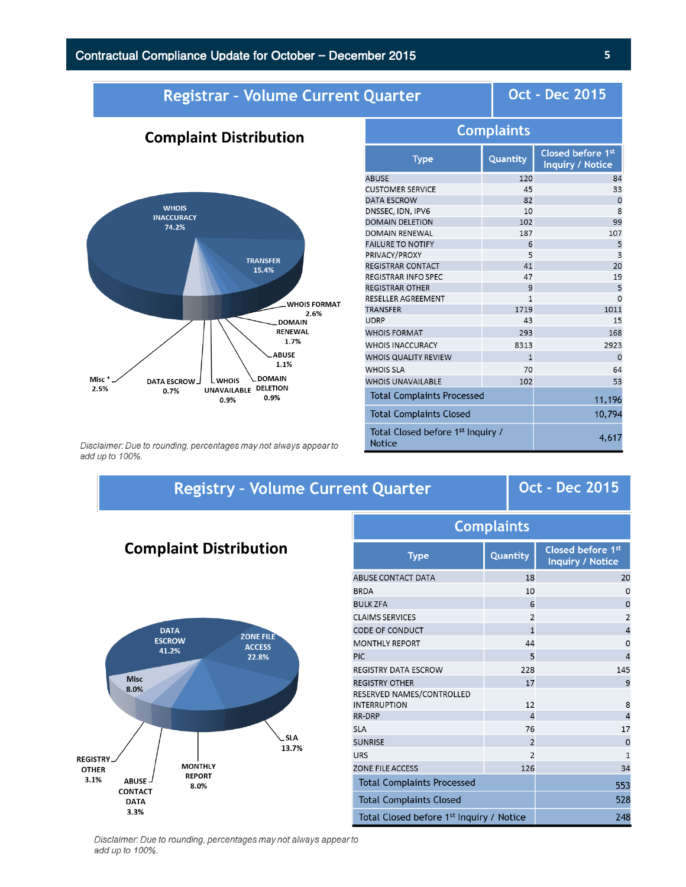## Registrar - Volume Current Quarter

**Oct - Dec 2015**

### Complaint Distribution

WHOIS INACCURACY 74.2%
TRANSFER 15.4%
WHOIS FORMAT 2.6%
DOMAIN RENEWAL 1.7%
ABUSE 1.1%
DOMAIN DELETION 0.9%
WHOIS UNAVAILABLE 0.9%
DATA ESCROW 0.7%
Misc * 2.5%

*Disclaimer: Due to rounding, percentages may not always appear to add up to 100%.*

### Complaints

| Type | Quantity | Closed before 1st Inquiry / Notice |
|---|---|---|
| ABUSE | 120 | 84 |
| CUSTOMER SERVICE | 45 | 33 |
| DATA ESCROW | 82 | 0 |
| DNSSEC, IDN, IPV6 | 10 | 8 |
| DOMAIN DELETION | 102 | 99 |
| DOMAIN RENEWAL | 187 | 107 |
| FAILURE TO NOTIFY | 6 | 5 |
| PRIVACY/PROXY | 5 | 3 |
| REGISTRAR CONTACT | 41 | 20 |
| REGISTRAR INFO SPEC | 47 | 19 |
| REGISTRAR OTHER | 9 | 5 |
| RESELLER AGREEMENT | 1 | 0 |
| TRANSFER | 1719 | 1011 |
| UDRP | 43 | 15 |
| WHOIS FORMAT | 293 | 168 |
| WHOIS INACCURACY | 8313 | 2923 |
| WHOIS QUALITY REVIEW | 1 | 0 |
| WHOIS SLA | 70 | 64 |
| WHOIS UNAVAILABLE | 102 | 53 |
| Total Complaints Processed | | 11,196 |
| Total Complaints Closed | | 10,794 |
| Total Closed before 1st Inquiry / Notice | | 4,617 |

## Registry - Volume Current Quarter

**Oct - Dec 2015**

### Complaint Distribution

DATA ESCROW 41.2%
ZONE FILE ACCESS 22.8%
SLA 13.7%
MONTHLY REPORT 8.0%
ABUSE CONTACT DATA 3.3%
REGISTRY OTHER 3.1%
Misc 8.0%

*Disclaimer: Due to rounding, percentages may not always appear to add up to 100%.*

### Complaints

| Type | Quantity | Closed before 1st Inquiry / Notice |
|---|---|---|
| ABUSE CONTACT DATA | 18 | 20 |
| BRDA | 10 | 0 |
| BULK ZFA | 6 | 0 |
| CLAIMS SERVICES | 2 | 2 |
| CODE OF CONDUCT | 1 | 4 |
| MONTHLY REPORT | 44 | 0 |
| PIC | 5 | 4 |
| REGISTRY DATA ESCROW | 228 | 145 |
| REGISTRY OTHER | 17 | 9 |
| RESERVED NAMES/CONTROLLED INTERRUPTION | 12 | 8 |
| RR-DRP | 4 | 4 |
| SLA | 76 | 17 |
| SUNRISE | 2 | 0 |
| URS | 2 | 1 |
| ZONE FILE ACCESS | 126 | 34 |
| Total Complaints Processed | | 553 |
| Total Complaints Closed | | 528 |
| Total Closed before 1st Inquiry / Notice | | 248 |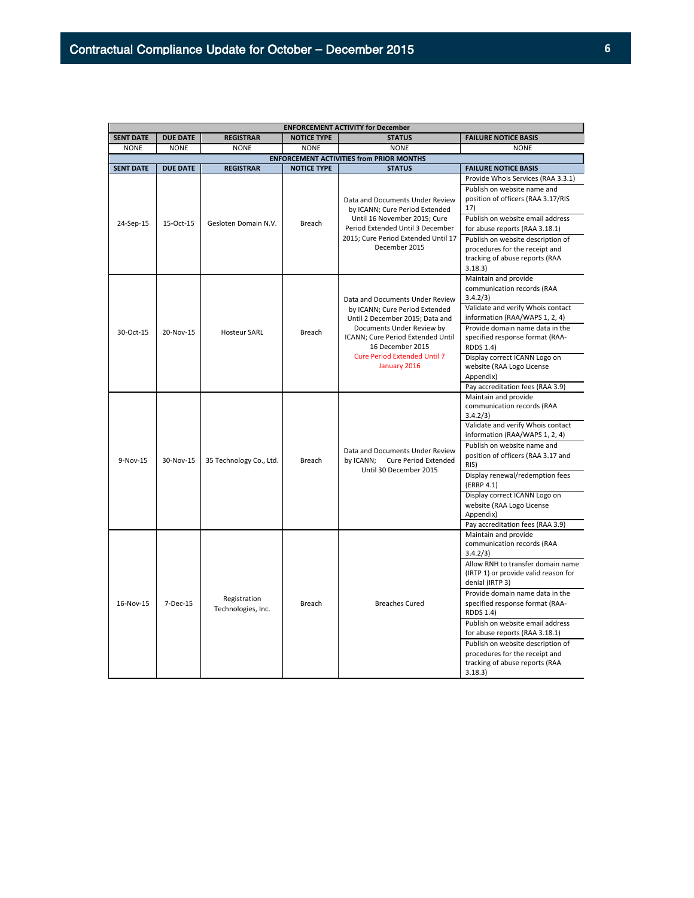| ENFORCEMENT ACTIVITY for December | | | | | |
|---|---|---|---|---|---|
| SENT DATE | DUE DATE | REGISTRAR | NOTICE TYPE | STATUS | FAILURE NOTICE BASIS |
| NONE | NONE | NONE | NONE | NONE | NONE |

| ENFORCEMENT ACTIVITIES from PRIOR MONTHS | | | | | |
|---|---|---|---|---|---|
| SENT DATE | DUE DATE | REGISTRAR | NOTICE TYPE | STATUS | FAILURE NOTICE BASIS |
| 24-Sep-15 | 15-Oct-15 | Gesloten Domain N.V. | Breach | Data and Documents Under Review by ICANN; Cure Period Extended Until 16 November 2015; Cure Period Extended Until 3 December 2015; Cure Period Extended Until 17 December 2015 | Provide Whois Services (RAA 3.3.1)<br>Publish on website name and position of officers (RAA 3.17/RIS 17)<br>Publish on website email address for abuse reports (RAA 3.18.1)<br>Publish on website description of procedures for the receipt and tracking of abuse reports (RAA 3.18.3) |
| 30-Oct-15 | 20-Nov-15 | Hosteur SARL | Breach | Data and Documents Under Review by ICANN; Cure Period Extended Until 2 December 2015; Data and Documents Under Review by ICANN; Cure Period Extended Until 16 December 2015<br>Cure Period Extended Until 7 January 2016 | Maintain and provide communication records (RAA 3.4.2/3)<br>Validate and verify Whois contact information (RAA/WAPS 1, 2, 4)<br>Provide domain name data in the specified response format (RAA-RDDS 1.4)<br>Display correct ICANN Logo on website (RAA Logo License Appendix)<br>Pay accreditation fees (RAA 3.9) |
| 9-Nov-15 | 30-Nov-15 | 35 Technology Co., Ltd. | Breach | Data and Documents Under Review by ICANN; Cure Period Extended Until 30 December 2015 | Maintain and provide communication records (RAA 3.4.2/3)<br>Validate and verify Whois contact information (RAA/WAPS 1, 2, 4)<br>Publish on website name and position of officers (RAA 3.17 and RIS)<br>Display renewal/redemption fees (ERRP 4.1)<br>Display correct ICANN Logo on website (RAA Logo License Appendix)<br>Pay accreditation fees (RAA 3.9) |
| 16-Nov-15 | 7-Dec-15 | Registration Technologies, Inc. | Breach | Breaches Cured | Maintain and provide communication records (RAA 3.4.2/3)<br>Allow RNH to transfer domain name (IRTP 1) or provide valid reason for denial (IRTP 3)<br>Provide domain name data in the specified response format (RAA-RDDS 1.4)<br>Publish on website email address for abuse reports (RAA 3.18.1)<br>Publish on website description of procedures for the receipt and tracking of abuse reports (RAA 3.18.3) |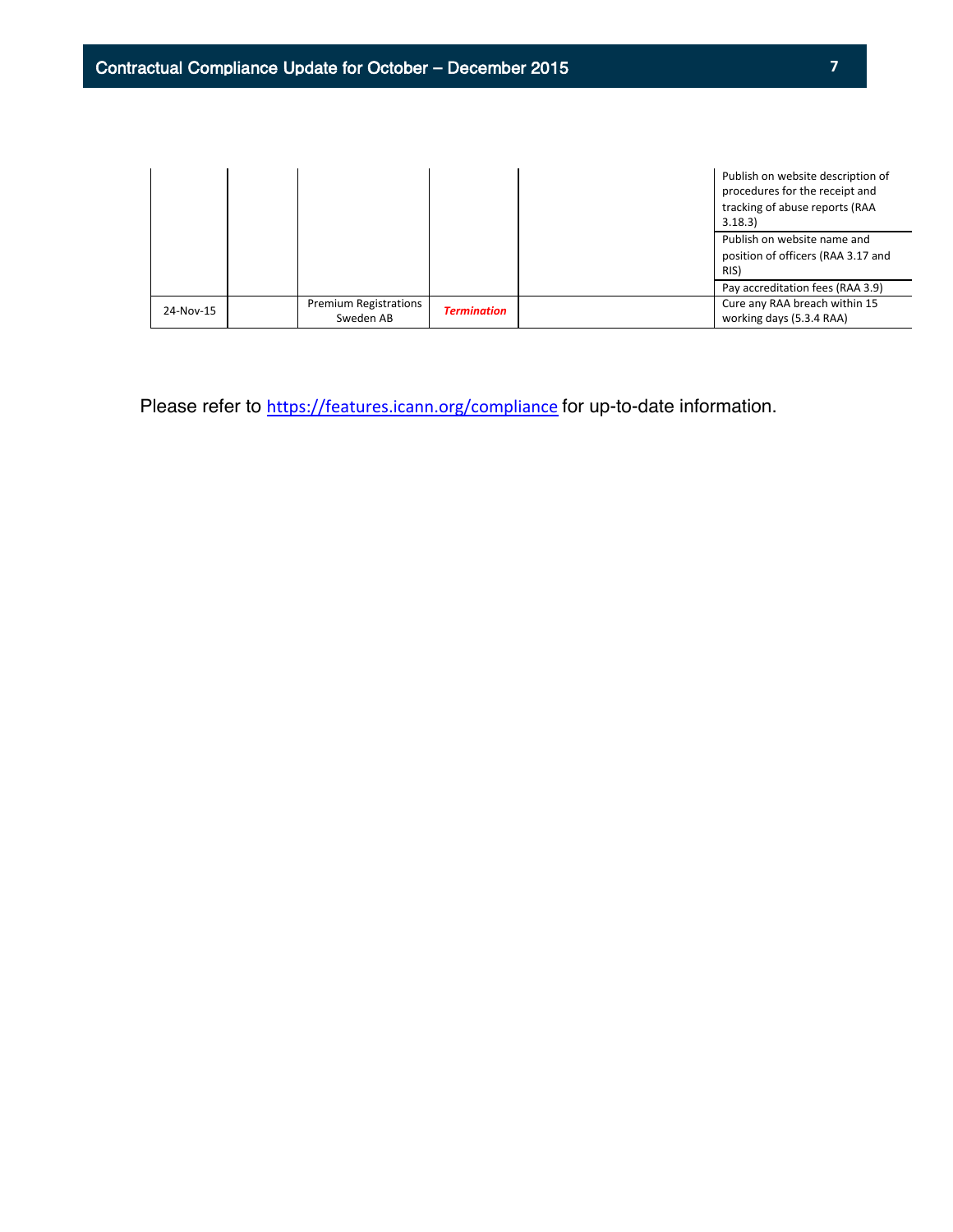| | | | | | |
|---|---|---|---|---|---|
| | | | | | Publish on website description of procedures for the receipt and tracking of abuse reports (RAA 3.18.3) |
| | | | | | Publish on website name and position of officers (RAA 3.17 and RIS) |
| | | | | | Pay accreditation fees (RAA 3.9) |
| 24-Nov-15 | | Premium Registrations Sweden AB | ***Termination*** | | Cure any RAA breach within 15 working days (5.3.4 RAA) |

Please refer to https://features.icann.org/compliance for up-to-date information.